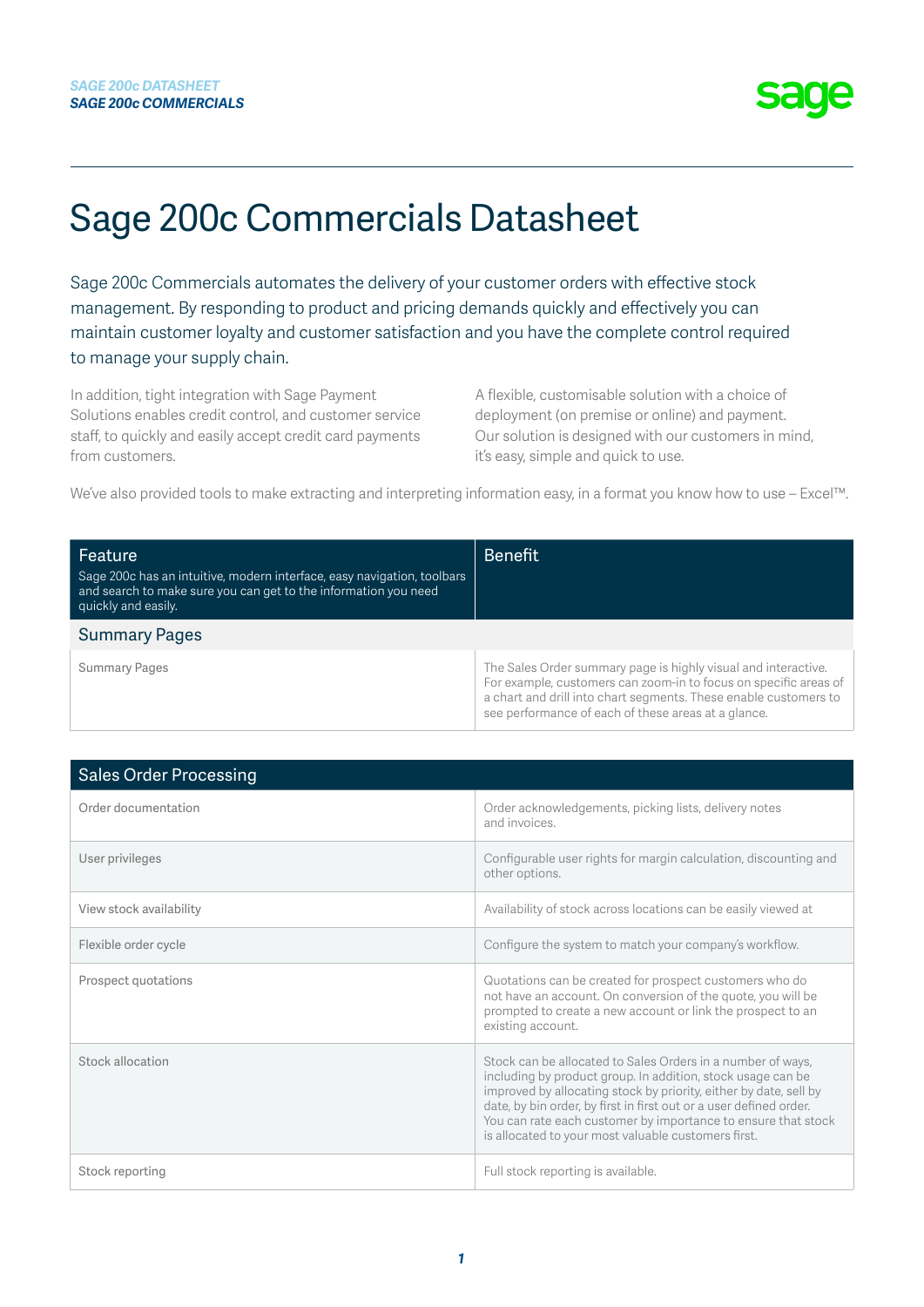# Sage 200c Commercials Datasheet

Sage 200c Commercials automates the delivery of your customer orders with effective stock management. By responding to product and pricing demands quickly and effectively you can maintain customer loyalty and customer satisfaction and you have the complete control required to manage your supply chain.

In addition, tight integration with Sage Payment Solutions enables credit control, and customer service staff, to quickly and easily accept credit card payments from customers.

A flexible, customisable solution with a choice of deployment (on premise or online) and payment. Our solution is designed with our customers in mind, it's easy, simple and quick to use.

We've also provided tools to make extracting and interpreting information easy, in a format you know how to use – Excel™.

| Feature<br>Sage 200c has an intuitive, modern interface, easy navigation, toolbars and search to make sure you can get to the information you need quickly and easily. | Benefit |
|---|---|
| **Summary Pages** | |
| Summary Pages | The Sales Order summary page is highly visual and interactive. For example, customers can zoom-in to focus on specific areas of a chart and drill into chart segments. These enable customers to see performance of each of these areas at a glance. |

| Sales Order Processing | |
|---|---|
| Order documentation | Order acknowledgements, picking lists, delivery notes and invoices. |
| User privileges | Configurable user rights for margin calculation, discounting and other options. |
| View stock availability | Availability of stock across locations can be easily viewed at |
| Flexible order cycle | Configure the system to match your company's workflow. |
| Prospect quotations | Quotations can be created for prospect customers who do not have an account. On conversion of the quote, you will be prompted to create a new account or link the prospect to an existing account. |
| Stock allocation | Stock can be allocated to Sales Orders in a number of ways, including by product group. In addition, stock usage can be improved by allocating stock by priority, either by date, sell by date, by bin order, by first in first out or a user defined order. You can rate each customer by importance to ensure that stock is allocated to your most valuable customers first. |
| Stock reporting | Full stock reporting is available. |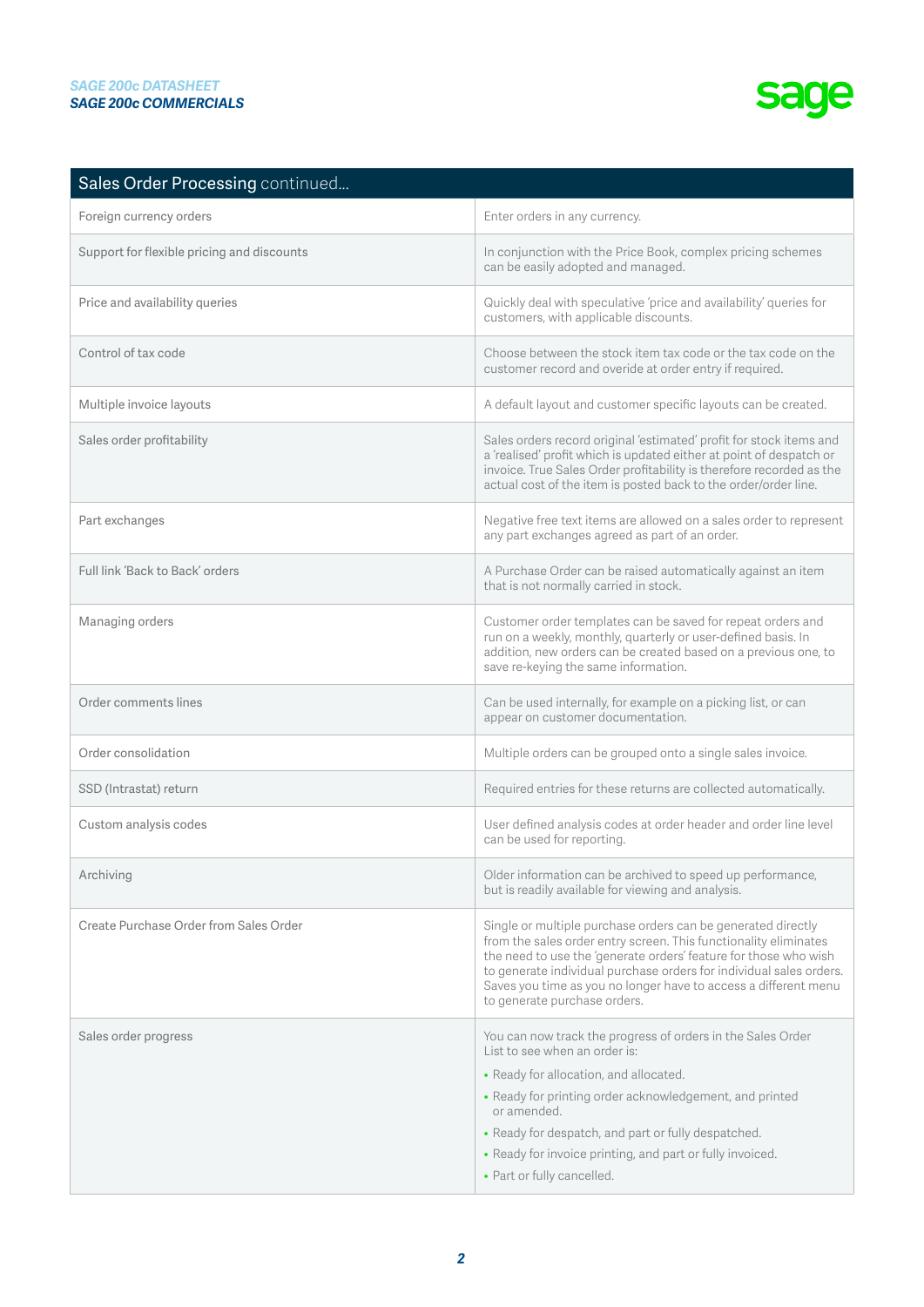| Sales Order Processing continued... | |
|---|---|
| Foreign currency orders | Enter orders in any currency. |
| Support for flexible pricing and discounts | In conjunction with the Price Book, complex pricing schemes can be easily adopted and managed. |
| Price and availability queries | Quickly deal with speculative 'price and availability' queries for customers, with applicable discounts. |
| Control of tax code | Choose between the stock item tax code or the tax code on the customer record and overide at order entry if required. |
| Multiple invoice layouts | A default layout and customer specific layouts can be created. |
| Sales order profitability | Sales orders record original 'estimated' profit for stock items and a 'realised' profit which is updated either at point of despatch or invoice. True Sales Order profitability is therefore recorded as the actual cost of the item is posted back to the order/order line. |
| Part exchanges | Negative free text items are allowed on a sales order to represent any part exchanges agreed as part of an order. |
| Full link 'Back to Back' orders | A Purchase Order can be raised automatically against an item that is not normally carried in stock. |
| Managing orders | Customer order templates can be saved for repeat orders and run on a weekly, monthly, quarterly or user-defined basis. In addition, new orders can be created based on a previous one, to save re-keying the same information. |
| Order comments lines | Can be used internally, for example on a picking list, or can appear on customer documentation. |
| Order consolidation | Multiple orders can be grouped onto a single sales invoice. |
| SSD (Intrastat) return | Required entries for these returns are collected automatically. |
| Custom analysis codes | User defined analysis codes at order header and order line level can be used for reporting. |
| Archiving | Older information can be archived to speed up performance, but is readily available for viewing and analysis. |
| Create Purchase Order from Sales Order | Single or multiple purchase orders can be generated directly from the sales order entry screen. This functionality eliminates the need to use the 'generate orders' feature for those who wish to generate individual purchase orders for individual sales orders. Saves you time as you no longer have to access a different menu to generate purchase orders. |
| Sales order progress | You can now track the progress of orders in the Sales Order List to see when an order is:<br>• Ready for allocation, and allocated.<br>• Ready for printing order acknowledgement, and printed or amended.<br>• Ready for despatch, and part or fully despatched.<br>• Ready for invoice printing, and part or fully invoiced.<br>• Part or fully cancelled. |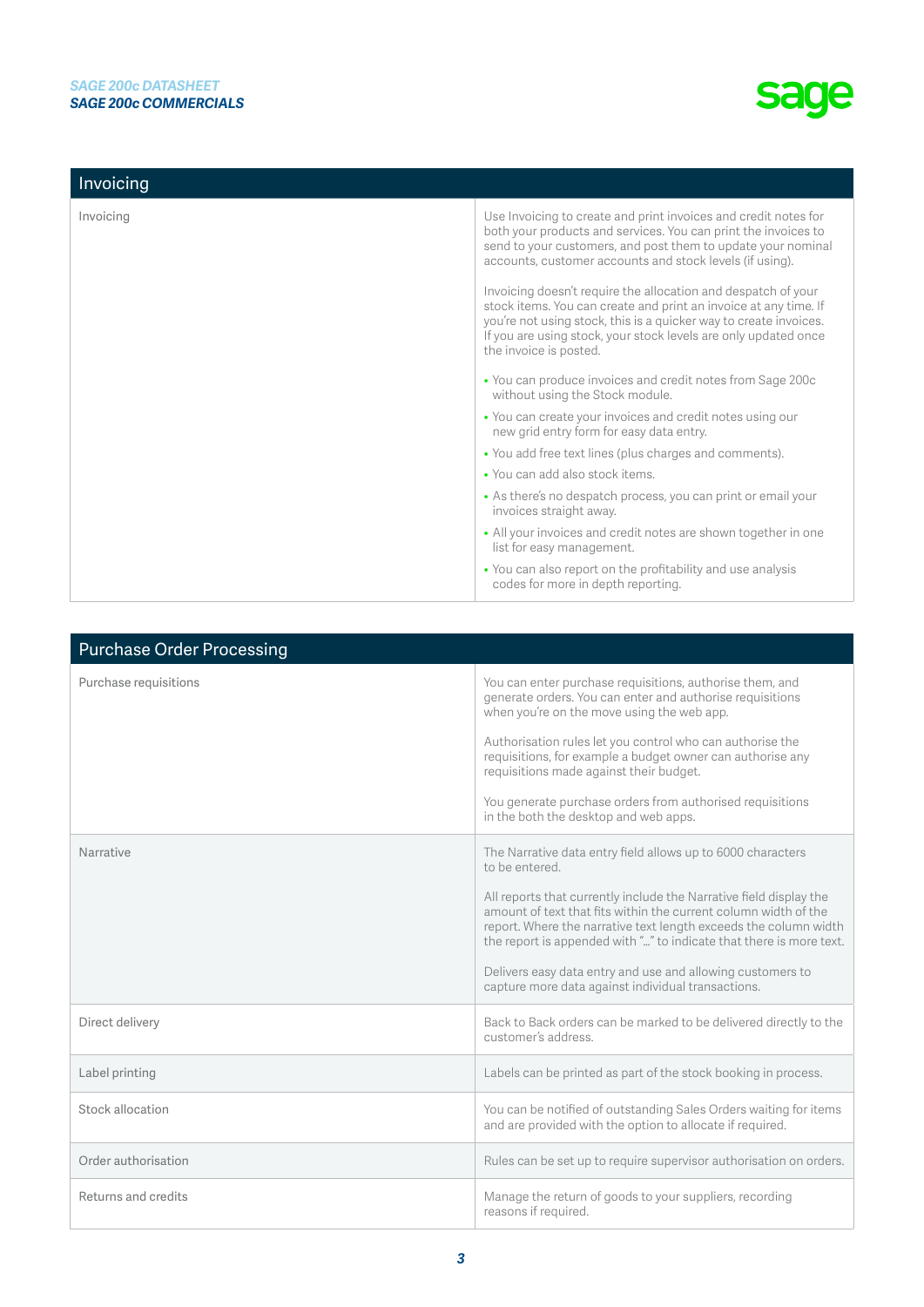## Invoicing

| Invoicing | |
|---|---|
| Invoicing | Use Invoicing to create and print invoices and credit notes for both your products and services. You can print the invoices to send to your customers, and post them to update your nominal accounts, customer accounts and stock levels (if using).<br><br>Invoicing doesn't require the allocation and despatch of your stock items. You can create and print an invoice at any time. If you're not using stock, this is a quicker way to create invoices. If you are using stock, your stock levels are only updated once the invoice is posted.<br><br>• You can produce invoices and credit notes from Sage 200c without using the Stock module.<br>• You can create your invoices and credit notes using our new grid entry form for easy data entry.<br>• You add free text lines (plus charges and comments).<br>• You can add also stock items.<br>• As there's no despatch process, you can print or email your invoices straight away.<br>• All your invoices and credit notes are shown together in one list for easy management.<br>• You can also report on the profitability and use analysis codes for more in depth reporting. |

## Purchase Order Processing

| Purchase Order Processing | |
|---|---|
| Purchase requisitions | You can enter purchase requisitions, authorise them, and generate orders. You can enter and authorise requisitions when you're on the move using the web app.<br><br>Authorisation rules let you control who can authorise the requisitions, for example a budget owner can authorise any requisitions made against their budget.<br><br>You generate purchase orders from authorised requisitions in the both the desktop and web apps. |
| Narrative | The Narrative data entry field allows up to 6000 characters to be entered.<br><br>All reports that currently include the Narrative field display the amount of text that fits within the current column width of the report. Where the narrative text length exceeds the column width the report is appended with "..." to indicate that there is more text.<br><br>Delivers easy data entry and use and allowing customers to capture more data against individual transactions. |
| Direct delivery | Back to Back orders can be marked to be delivered directly to the customer's address. |
| Label printing | Labels can be printed as part of the stock booking in process. |
| Stock allocation | You can be notified of outstanding Sales Orders waiting for items and are provided with the option to allocate if required. |
| Order authorisation | Rules can be set up to require supervisor authorisation on orders. |
| Returns and credits | Manage the return of goods to your suppliers, recording reasons if required. |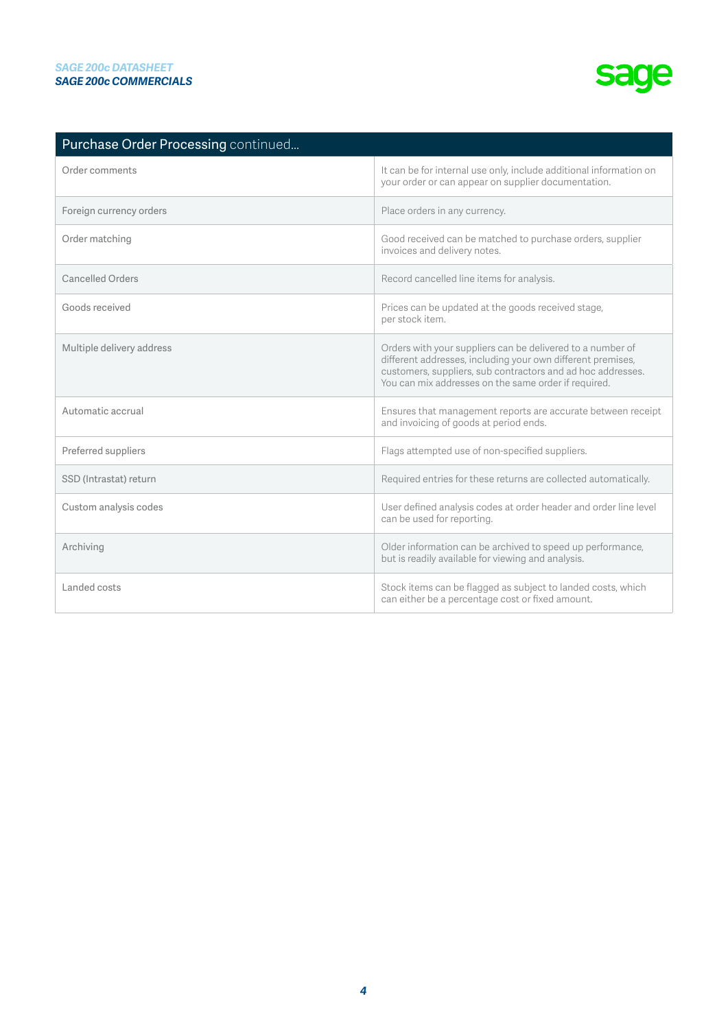| Purchase Order Processing continued... | |
|---|---|
| Order comments | It can be for internal use only, include additional information on your order or can appear on supplier documentation. |
| Foreign currency orders | Place orders in any currency. |
| Order matching | Good received can be matched to purchase orders, supplier invoices and delivery notes. |
| Cancelled Orders | Record cancelled line items for analysis. |
| Goods received | Prices can be updated at the goods received stage, per stock item. |
| Multiple delivery address | Orders with your suppliers can be delivered to a number of different addresses, including your own different premises, customers, suppliers, sub contractors and ad hoc addresses. You can mix addresses on the same order if required. |
| Automatic accrual | Ensures that management reports are accurate between receipt and invoicing of goods at period ends. |
| Preferred suppliers | Flags attempted use of non-specified suppliers. |
| SSD (Intrastat) return | Required entries for these returns are collected automatically. |
| Custom analysis codes | User defined analysis codes at order header and order line level can be used for reporting. |
| Archiving | Older information can be archived to speed up performance, but is readily available for viewing and analysis. |
| Landed costs | Stock items can be flagged as subject to landed costs, which can either be a percentage cost or fixed amount. |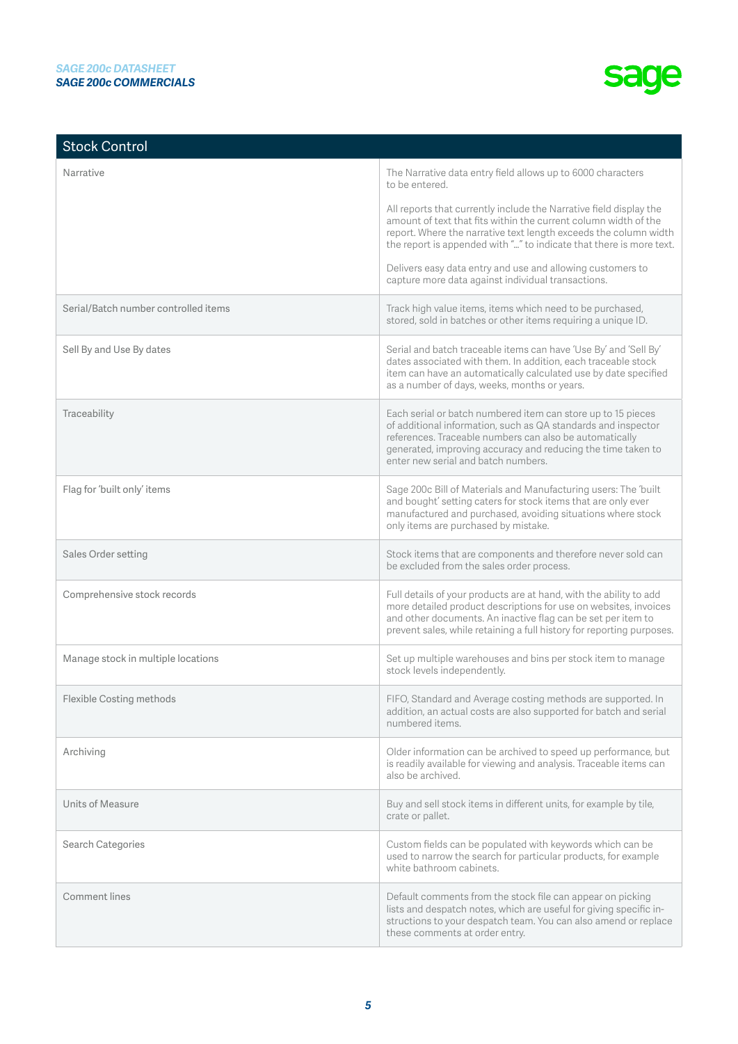| Stock Control | |
|---|---|
| Narrative | The Narrative data entry field allows up to 6000 characters to be entered.<br><br>All reports that currently include the Narrative field display the amount of text that fits within the current column width of the report. Where the narrative text length exceeds the column width the report is appended with "..." to indicate that there is more text.<br><br>Delivers easy data entry and use and allowing customers to capture more data against individual transactions. |
| Serial/Batch number controlled items | Track high value items, items which need to be purchased, stored, sold in batches or other items requiring a unique ID. |
| Sell By and Use By dates | Serial and batch traceable items can have 'Use By' and 'Sell By' dates associated with them. In addition, each traceable stock item can have an automatically calculated use by date specified as a number of days, weeks, months or years. |
| Traceability | Each serial or batch numbered item can store up to 15 pieces of additional information, such as QA standards and inspector references. Traceable numbers can also be automatically generated, improving accuracy and reducing the time taken to enter new serial and batch numbers. |
| Flag for 'built only' items | Sage 200c Bill of Materials and Manufacturing users: The 'built and bought' setting caters for stock items that are only ever manufactured and purchased, avoiding situations where stock only items are purchased by mistake. |
| Sales Order setting | Stock items that are components and therefore never sold can be excluded from the sales order process. |
| Comprehensive stock records | Full details of your products are at hand, with the ability to add more detailed product descriptions for use on websites, invoices and other documents. An inactive flag can be set per item to prevent sales, while retaining a full history for reporting purposes. |
| Manage stock in multiple locations | Set up multiple warehouses and bins per stock item to manage stock levels independently. |
| Flexible Costing methods | FIFO, Standard and Average costing methods are supported. In addition, an actual costs are also supported for batch and serial numbered items. |
| Archiving | Older information can be archived to speed up performance, but is readily available for viewing and analysis. Traceable items can also be archived. |
| Units of Measure | Buy and sell stock items in different units, for example by tile, crate or pallet. |
| Search Categories | Custom fields can be populated with keywords which can be used to narrow the search for particular products, for example white bathroom cabinets. |
| Comment lines | Default comments from the stock file can appear on picking lists and despatch notes, which are useful for giving specific instructions to your despatch team. You can also amend or replace these comments at order entry. |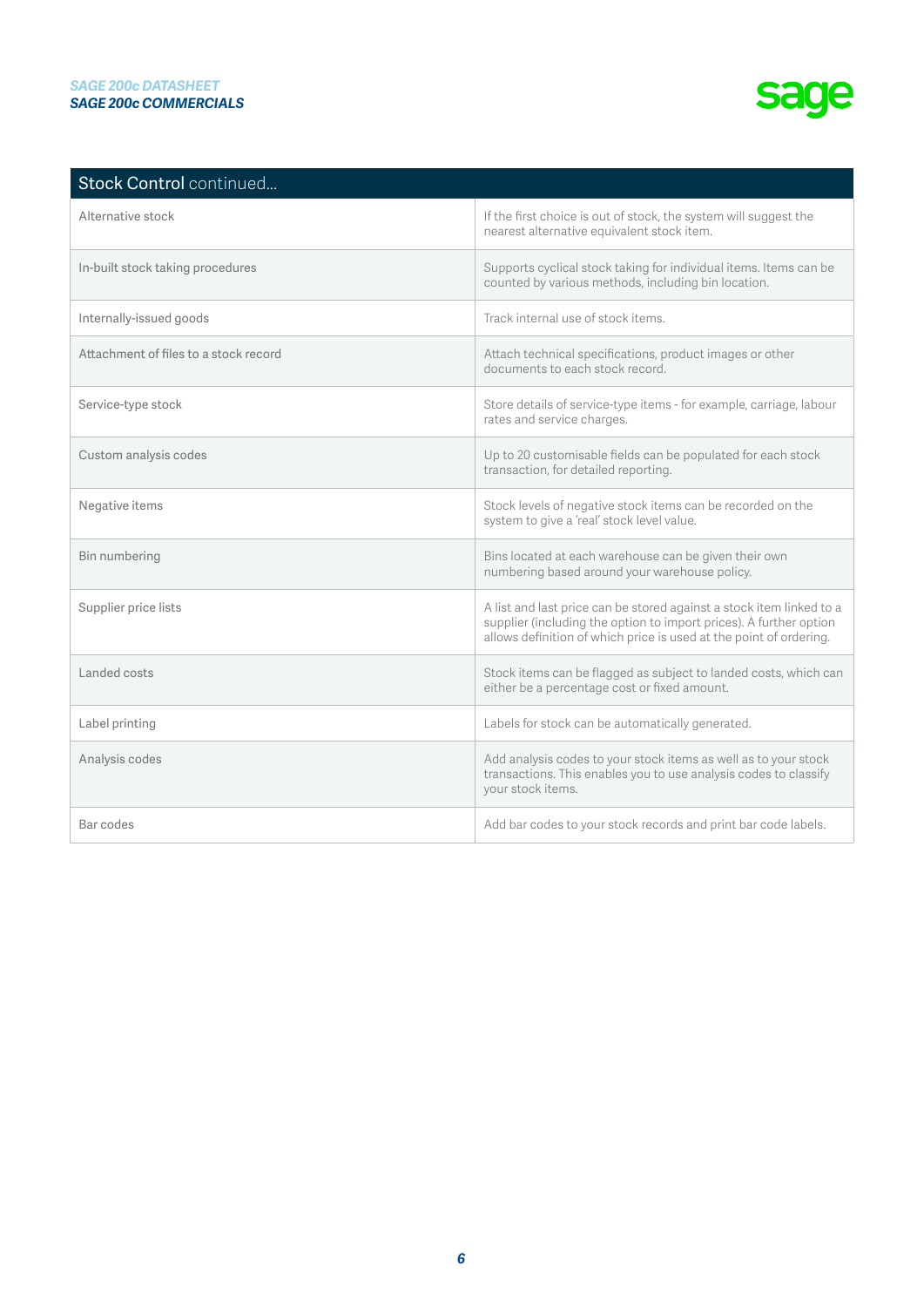| Stock Control continued... | |
|---|---|
| Alternative stock | If the first choice is out of stock, the system will suggest the nearest alternative equivalent stock item. |
| In-built stock taking procedures | Supports cyclical stock taking for individual items. Items can be counted by various methods, including bin location. |
| Internally-issued goods | Track internal use of stock items. |
| Attachment of files to a stock record | Attach technical specifications, product images or other documents to each stock record. |
| Service-type stock | Store details of service-type items - for example, carriage, labour rates and service charges. |
| Custom analysis codes | Up to 20 customisable fields can be populated for each stock transaction, for detailed reporting. |
| Negative items | Stock levels of negative stock items can be recorded on the system to give a 'real' stock level value. |
| Bin numbering | Bins located at each warehouse can be given their own numbering based around your warehouse policy. |
| Supplier price lists | A list and last price can be stored against a stock item linked to a supplier (including the option to import prices). A further option allows definition of which price is used at the point of ordering. |
| Landed costs | Stock items can be flagged as subject to landed costs, which can either be a percentage cost or fixed amount. |
| Label printing | Labels for stock can be automatically generated. |
| Analysis codes | Add analysis codes to your stock items as well as to your stock transactions. This enables you to use analysis codes to classify your stock items. |
| Bar codes | Add bar codes to your stock records and print bar code labels. |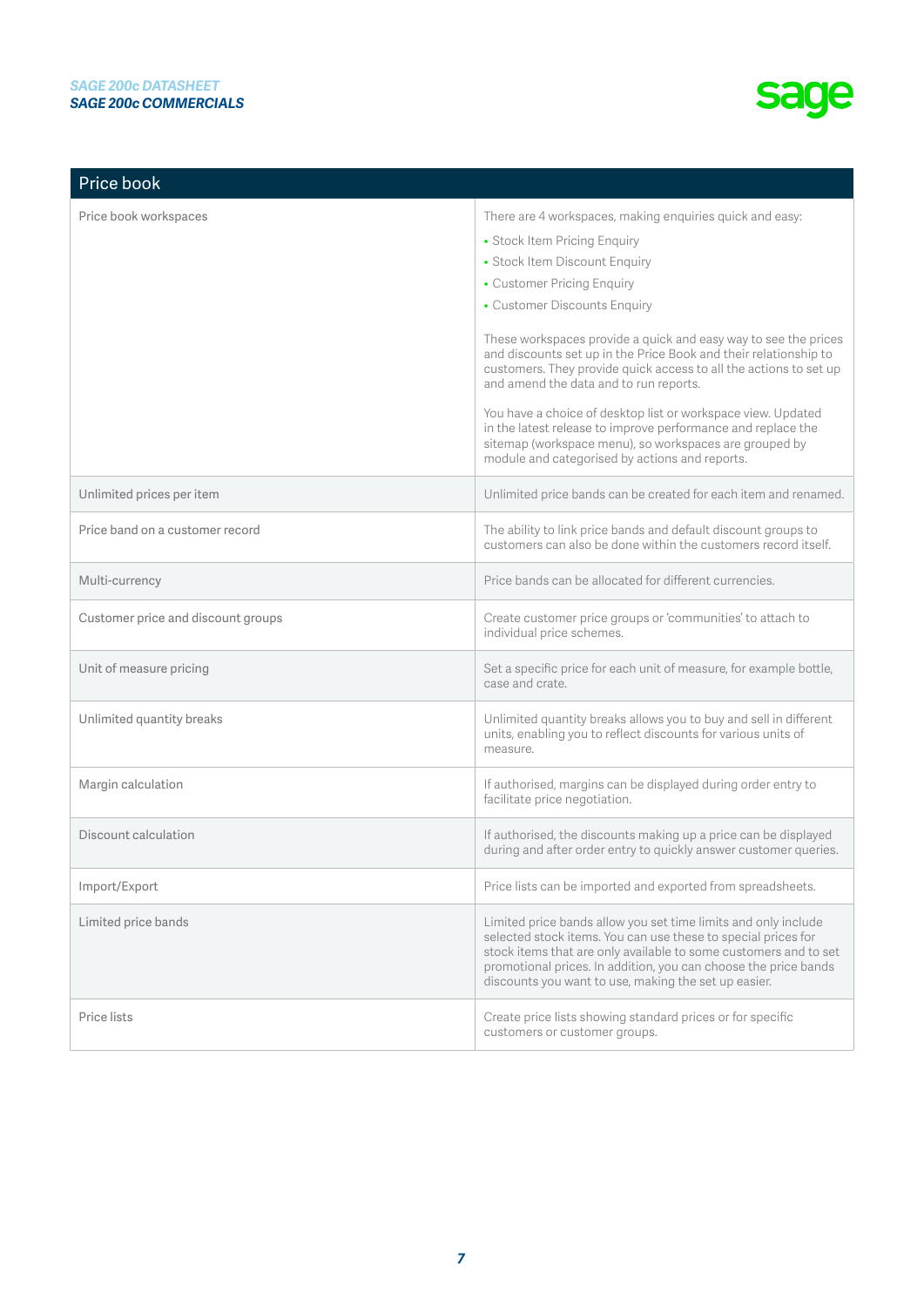## Price book

| Price book | |
|---|---|
| Price book workspaces | There are 4 workspaces, making enquiries quick and easy:<br>• Stock Item Pricing Enquiry<br>• Stock Item Discount Enquiry<br>• Customer Pricing Enquiry<br>• Customer Discounts Enquiry<br><br>These workspaces provide a quick and easy way to see the prices and discounts set up in the Price Book and their relationship to customers. They provide quick access to all the actions to set up and amend the data and to run reports.<br><br>You have a choice of desktop list or workspace view. Updated in the latest release to improve performance and replace the sitemap (workspace menu), so workspaces are grouped by module and categorised by actions and reports. |
| Unlimited prices per item | Unlimited price bands can be created for each item and renamed. |
| Price band on a customer record | The ability to link price bands and default discount groups to customers can also be done within the customers record itself. |
| Multi-currency | Price bands can be allocated for different currencies. |
| Customer price and discount groups | Create customer price groups or 'communities' to attach to individual price schemes. |
| Unit of measure pricing | Set a specific price for each unit of measure, for example bottle, case and crate. |
| Unlimited quantity breaks | Unlimited quantity breaks allows you to buy and sell in different units, enabling you to reflect discounts for various units of measure. |
| Margin calculation | If authorised, margins can be displayed during order entry to facilitate price negotiation. |
| Discount calculation | If authorised, the discounts making up a price can be displayed during and after order entry to quickly answer customer queries. |
| Import/Export | Price lists can be imported and exported from spreadsheets. |
| Limited price bands | Limited price bands allow you set time limits and only include selected stock items. You can use these to special prices for stock items that are only available to some customers and to set promotional prices. In addition, you can choose the price bands discounts you want to use, making the set up easier. |
| Price lists | Create price lists showing standard prices or for specific customers or customer groups. |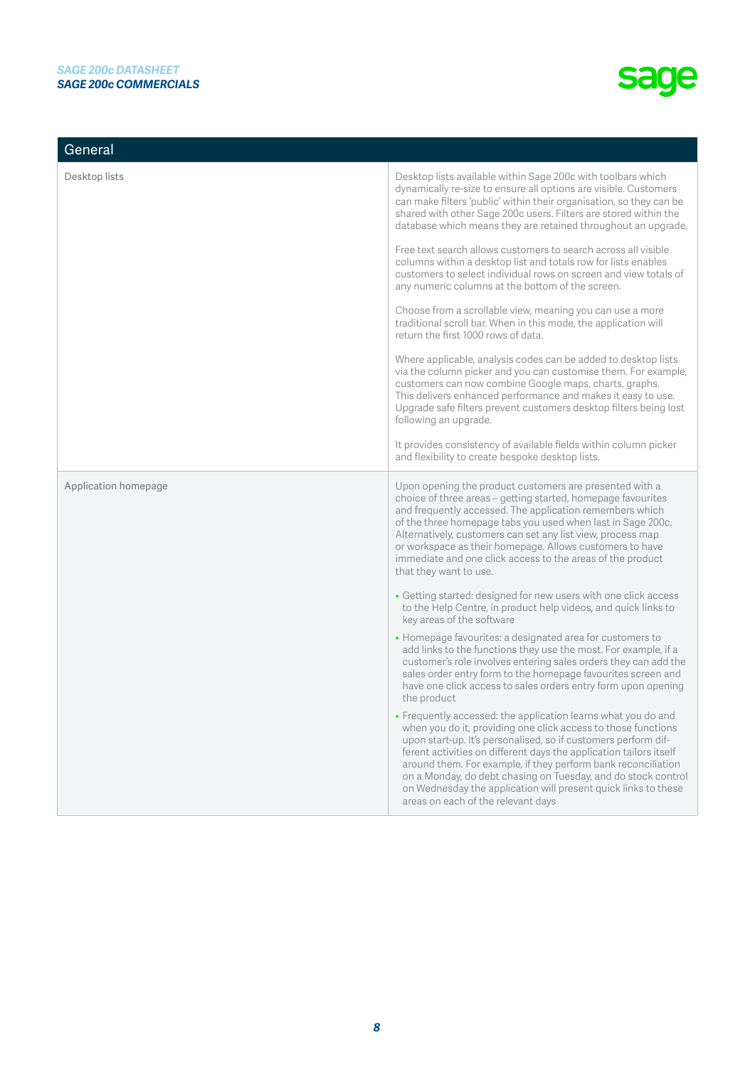| General | |
|---|---|
| Desktop lists | Desktop lists available within Sage 200c with toolbars which dynamically re-size to ensure all options are visible. Customers can make filters 'public' within their organisation, so they can be shared with other Sage 200c users. Filters are stored within the database which means they are retained throughout an upgrade.<br><br>Free text search allows customers to search across all visible columns within a desktop list and totals row for lists enables customers to select individual rows on screen and view totals of any numeric columns at the bottom of the screen.<br><br>Choose from a scrollable view, meaning you can use a more traditional scroll bar. When in this mode, the application will return the first 1000 rows of data.<br><br>Where applicable, analysis codes can be added to desktop lists via the column picker and you can customise them. For example, customers can now combine Google maps, charts, graphs. This delivers enhanced performance and makes it easy to use. Upgrade safe filters prevent customers desktop filters being lost following an upgrade.<br><br>It provides consistency of available fields within column picker and flexibility to create bespoke desktop lists. |
| Application homepage | Upon opening the product customers are presented with a choice of three areas – getting started, homepage favourites and frequently accessed. The application remembers which of the three homepage tabs you used when last in Sage 200c. Alternatively, customers can set any list view, process map or workspace as their homepage. Allows customers to have immediate and one click access to the areas of the product that they want to use.<br><br>• Getting started: designed for new users with one click access to the Help Centre, in product help videos, and quick links to key areas of the software<br>• Homepage favourites: a designated area for customers to add links to the functions they use the most. For example, if a customer's role involves entering sales orders they can add the sales order entry form to the homepage favourites screen and have one click access to sales orders entry form upon opening the product<br>• Frequently accessed: the application learns what you do and when you do it, providing one click access to those functions upon start-up. It's personalised, so if customers perform different activities on different days the application tailors itself around them. For example, if they perform bank reconciliation on a Monday, do debt chasing on Tuesday, and do stock control on Wednesday the application will present quick links to these areas on each of the relevant days |